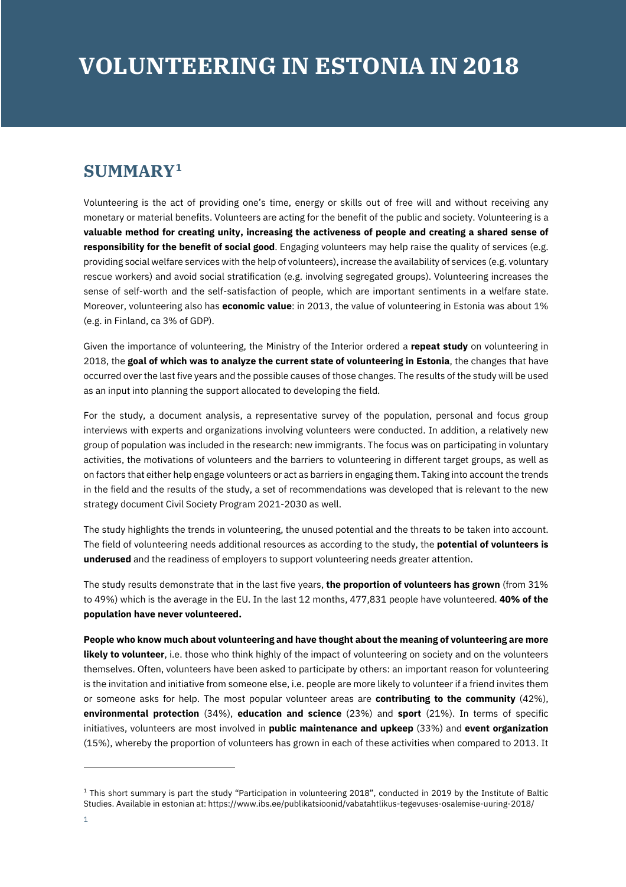# VOLUNTEERING IN ESTONIA IN 2018

## SUMMARY[1]

Volunteering is the act of providing one's time, energy or skills out of free will and without receiving any monetary or material benefits. Volunteers are acting for the benefit of the public and society. Volunteering is a **valuable method for creating unity, increasing the activeness of people and creating a shared sense of responsibility for the benefit of social good**. Engaging volunteers may help raise the quality of services (e.g. providing social welfare services with the help of volunteers), increase the availability of services (e.g. voluntary rescue workers) and avoid social stratification (e.g. involving segregated groups). Volunteering increases the sense of self-worth and the self-satisfaction of people, which are important sentiments in a welfare state. Moreover, volunteering also has **economic value**: in 2013, the value of volunteering in Estonia was about 1% (e.g. in Finland, ca 3% of GDP).

Given the importance of volunteering, the Ministry of the Interior ordered a **repeat study** on volunteering in 2018, the **goal of which was to analyze the current state of volunteering in Estonia**, the changes that have occurred over the last five years and the possible causes of those changes. The results of the study will be used as an input into planning the support allocated to developing the field.

For the study, a document analysis, a representative survey of the population, personal and focus group interviews with experts and organizations involving volunteers were conducted. In addition, a relatively new group of population was included in the research: new immigrants. The focus was on participating in voluntary activities, the motivations of volunteers and the barriers to volunteering in different target groups, as well as on factors that either help engage volunteers or act as barriers in engaging them. Taking into account the trends in the field and the results of the study, a set of recommendations was developed that is relevant to the new strategy document Civil Society Program 2021-2030 as well.

The study highlights the trends in volunteering, the unused potential and the threats to be taken into account. The field of volunteering needs additional resources as according to the study, the **potential of volunteers is underused** and the readiness of employers to support volunteering needs greater attention.

The study results demonstrate that in the last five years, **the proportion of volunteers has grown** (from 31% to 49%) which is the average in the EU. In the last 12 months, 477,831 people have volunteered. **40% of the population have never volunteered.**

**People who know much about volunteering and have thought about the meaning of volunteering are more likely to volunteer**, i.e. those who think highly of the impact of volunteering on society and on the volunteers themselves. Often, volunteers have been asked to participate by others: an important reason for volunteering is the invitation and initiative from someone else, i.e. people are more likely to volunteer if a friend invites them or someone asks for help. The most popular volunteer areas are **contributing to the community** (42%), **environmental protection** (34%), **education and science** (23%) and **sport** (21%). In terms of specific initiatives, volunteers are most involved in **public maintenance and upkeep** (33%) and **event organization** (15%), whereby the proportion of volunteers has grown in each of these activities when compared to 2013. It

---

[1] This short summary is part the study "Participation in volunteering 2018", conducted in 2019 by the Institute of Baltic Studies. Available in estonian at: https://www.ibs.ee/publikatsioonid/vabatahtlikus-tegevuses-osalemise-uuring-2018/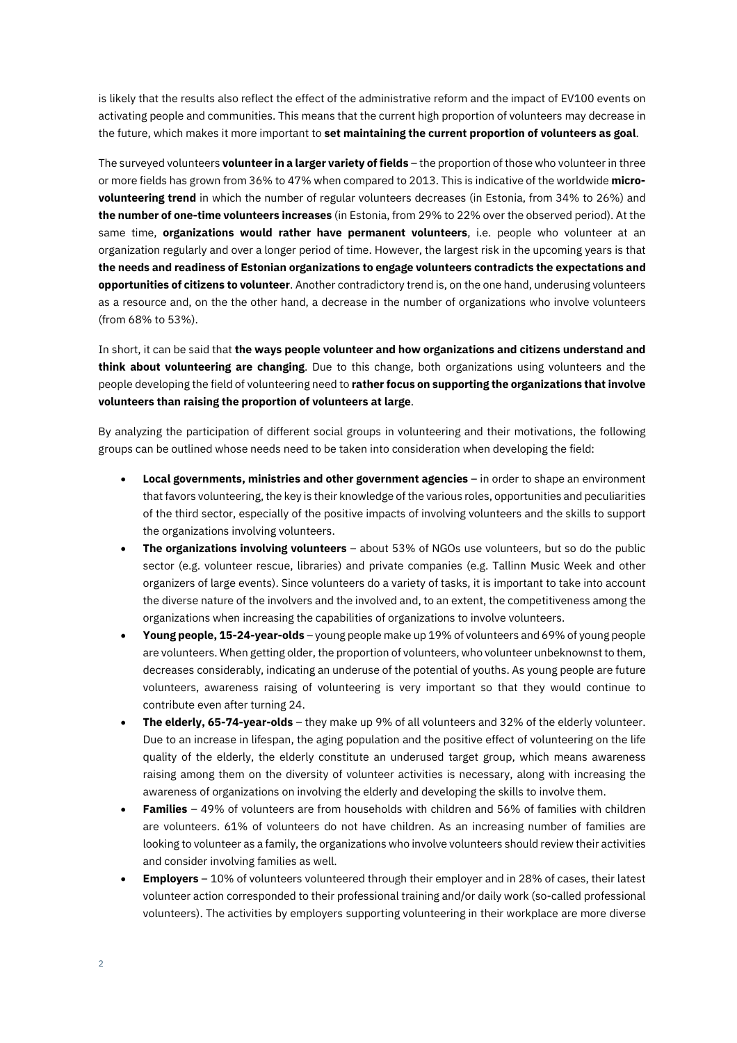is likely that the results also reflect the effect of the administrative reform and the impact of EV100 events on activating people and communities. This means that the current high proportion of volunteers may decrease in the future, which makes it more important to **set maintaining the current proportion of volunteers as goal**.

The surveyed volunteers **volunteer in a larger variety of fields** – the proportion of those who volunteer in three or more fields has grown from 36% to 47% when compared to 2013. This is indicative of the worldwide **micro-volunteering trend** in which the number of regular volunteers decreases (in Estonia, from 34% to 26%) and **the number of one-time volunteers increases** (in Estonia, from 29% to 22% over the observed period). At the same time, **organizations would rather have permanent volunteers**, i.e. people who volunteer at an organization regularly and over a longer period of time. However, the largest risk in the upcoming years is that **the needs and readiness of Estonian organizations to engage volunteers contradicts the expectations and opportunities of citizens to volunteer**. Another contradictory trend is, on the one hand, underusing volunteers as a resource and, on the the other hand, a decrease in the number of organizations who involve volunteers (from 68% to 53%).

In short, it can be said that **the ways people volunteer and how organizations and citizens understand and think about volunteering are changing**. Due to this change, both organizations using volunteers and the people developing the field of volunteering need to **rather focus on supporting the organizations that involve volunteers than raising the proportion of volunteers at large**.

By analyzing the participation of different social groups in volunteering and their motivations, the following groups can be outlined whose needs need to be taken into consideration when developing the field:

- **Local governments, ministries and other government agencies** – in order to shape an environment that favors volunteering, the key is their knowledge of the various roles, opportunities and peculiarities of the third sector, especially of the positive impacts of involving volunteers and the skills to support the organizations involving volunteers.
- **The organizations involving volunteers** – about 53% of NGOs use volunteers, but so do the public sector (e.g. volunteer rescue, libraries) and private companies (e.g. Tallinn Music Week and other organizers of large events). Since volunteers do a variety of tasks, it is important to take into account the diverse nature of the involvers and the involved and, to an extent, the competitiveness among the organizations when increasing the capabilities of organizations to involve volunteers.
- **Young people, 15-24-year-olds** – young people make up 19% of volunteers and 69% of young people are volunteers. When getting older, the proportion of volunteers, who volunteer unbeknownst to them, decreases considerably, indicating an underuse of the potential of youths. As young people are future volunteers, awareness raising of volunteering is very important so that they would continue to contribute even after turning 24.
- **The elderly, 65-74-year-olds** – they make up 9% of all volunteers and 32% of the elderly volunteer. Due to an increase in lifespan, the aging population and the positive effect of volunteering on the life quality of the elderly, the elderly constitute an underused target group, which means awareness raising among them on the diversity of volunteer activities is necessary, along with increasing the awareness of organizations on involving the elderly and developing the skills to involve them.
- **Families** – 49% of volunteers are from households with children and 56% of families with children are volunteers. 61% of volunteers do not have children. As an increasing number of families are looking to volunteer as a family, the organizations who involve volunteers should review their activities and consider involving families as well.
- **Employers** – 10% of volunteers volunteered through their employer and in 28% of cases, their latest volunteer action corresponded to their professional training and/or daily work (so-called professional volunteers). The activities by employers supporting volunteering in their workplace are more diverse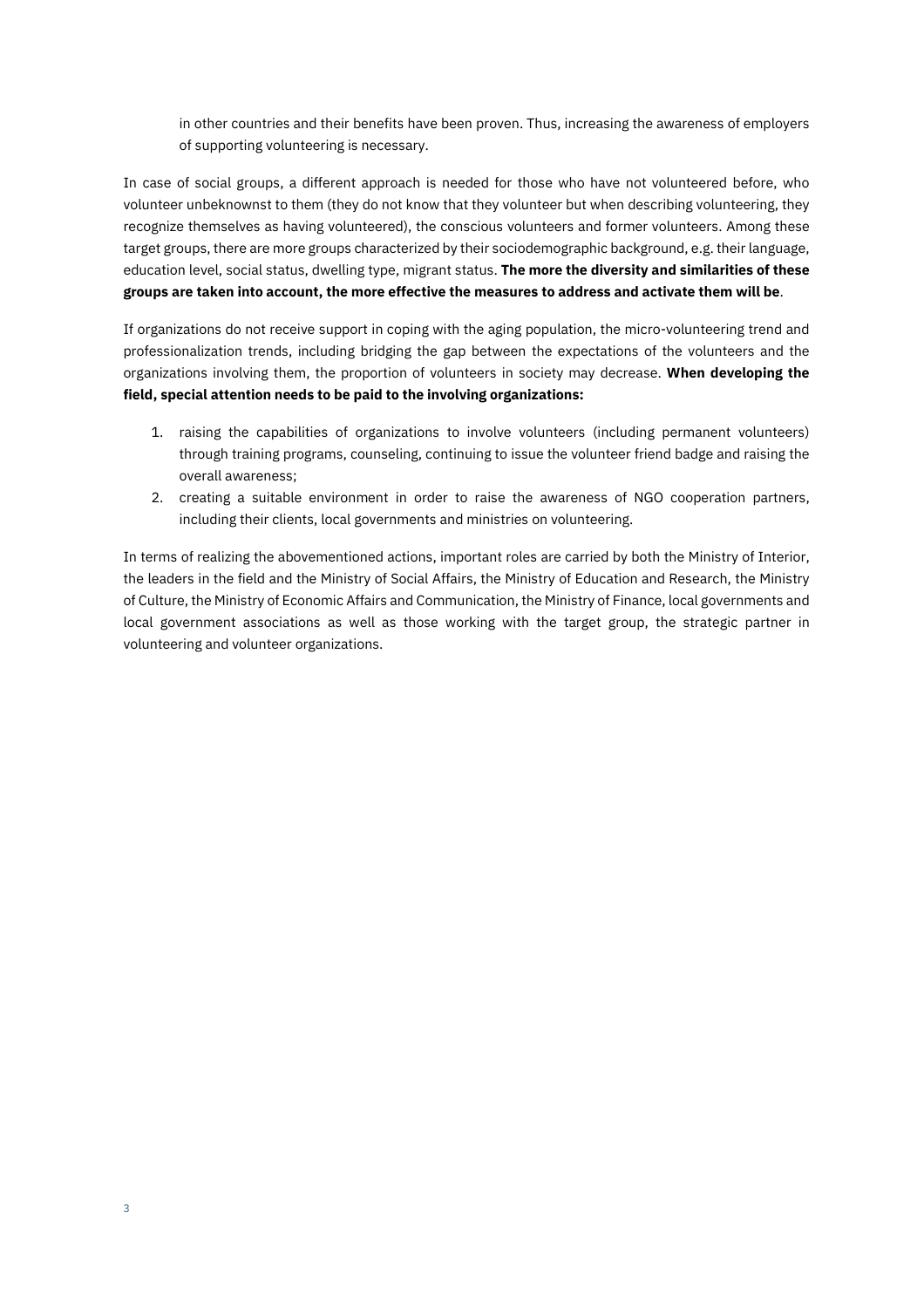in other countries and their benefits have been proven. Thus, increasing the awareness of employers of supporting volunteering is necessary.

In case of social groups, a different approach is needed for those who have not volunteered before, who volunteer unbeknownst to them (they do not know that they volunteer but when describing volunteering, they recognize themselves as having volunteered), the conscious volunteers and former volunteers. Among these target groups, there are more groups characterized by their sociodemographic background, e.g. their language, education level, social status, dwelling type, migrant status. **The more the diversity and similarities of these groups are taken into account, the more effective the measures to address and activate them will be**.

If organizations do not receive support in coping with the aging population, the micro-volunteering trend and professionalization trends, including bridging the gap between the expectations of the volunteers and the organizations involving them, the proportion of volunteers in society may decrease. **When developing the field, special attention needs to be paid to the involving organizations:**

1. raising the capabilities of organizations to involve volunteers (including permanent volunteers) through training programs, counseling, continuing to issue the volunteer friend badge and raising the overall awareness;
2. creating a suitable environment in order to raise the awareness of NGO cooperation partners, including their clients, local governments and ministries on volunteering.

In terms of realizing the abovementioned actions, important roles are carried by both the Ministry of Interior, the leaders in the field and the Ministry of Social Affairs, the Ministry of Education and Research, the Ministry of Culture, the Ministry of Economic Affairs and Communication, the Ministry of Finance, local governments and local government associations as well as those working with the target group, the strategic partner in volunteering and volunteer organizations.